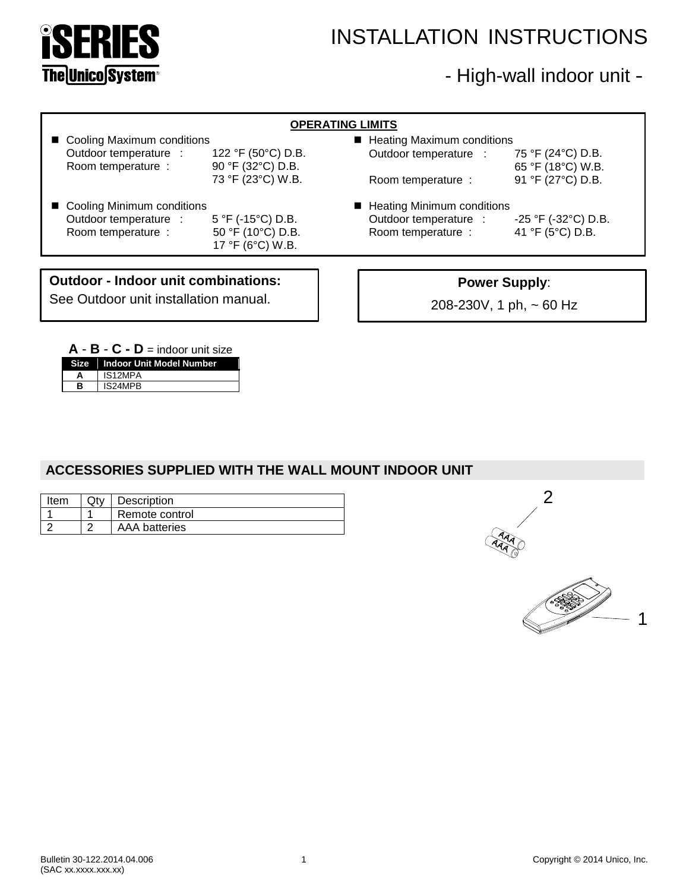# INSTALLATION INSTRUCTIONS

## - High-wall indoor unit -

**OPERATING LIMITS**

- Cooling Maximum conditions
  - Outdoor temperature : 122 °F (50°C) D.B.
  - Room temperature : 90 °F (32°C) D.B.
    73 °F (23°C) W.B.
- Cooling Minimum conditions
  - Outdoor temperature : 5 °F (-15°C) D.B.
  - Room temperature : 50 °F (10°C) D.B.
    17 °F (6°C) W.B.
- Heating Maximum conditions
  - Outdoor temperature : 75 °F (24°C) D.B.
    65 °F (18°C) W.B.
  - Room temperature : 91 °F (27°C) D.B.
- Heating Minimum conditions
  - Outdoor temperature : -25 °F (-32°C) D.B.
  - Room temperature : 41 °F (5°C) D.B.

**Outdoor - Indoor unit combinations:**
See Outdoor unit installation manual.

**Power Supply**:
208-230V, 1 ph, ~ 60 Hz

**A** - **B** - **C - D** = indoor unit size

| Size | Indoor Unit Model Number |
|---|---|
| A | IS12MPA |
| B | IS24MPB |

## ACCESSORIES SUPPLIED WITH THE WALL MOUNT INDOOR UNIT

| Item | Qty | Description |
|---|---|---|
| 1 | 1 | Remote control |
| 2 | 2 | AAA batteries |

Bulletin 30-122.2014.04.006
(SAC xx.xxxx.xxx.xx)

Copyright © 2014 Unico, Inc.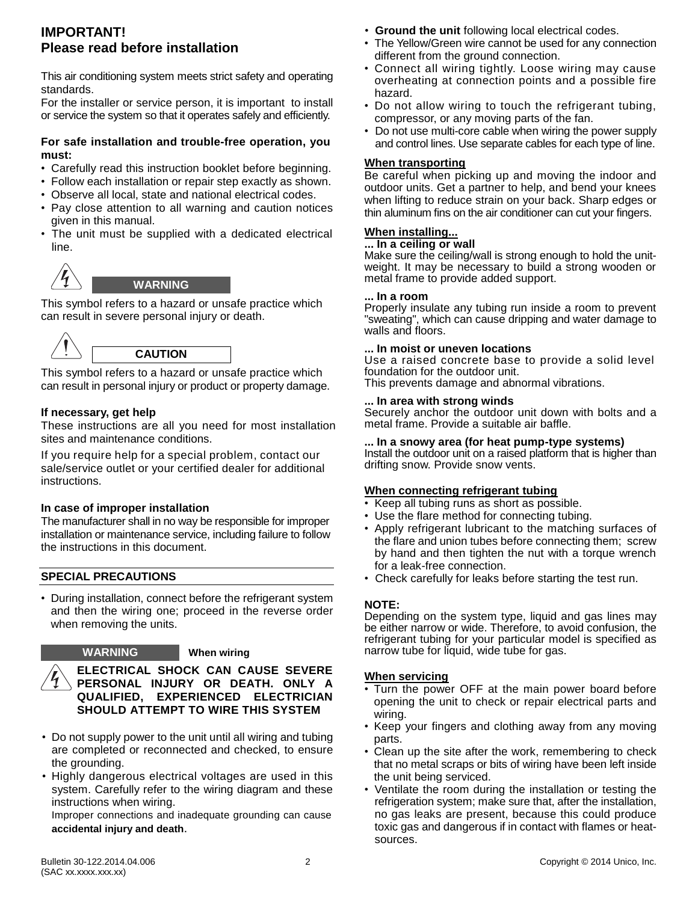## IMPORTANT!
## Please read before installation

This air conditioning system meets strict safety and operating standards.
For the installer or service person, it is important to install or service the system so that it operates safely and efficiently.

**For safe installation and trouble-free operation, you must:**

- Carefully read this instruction booklet before beginning.
- Follow each installation or repair step exactly as shown.
- Observe all local, state and national electrical codes.
- Pay close attention to all warning and caution notices given in this manual.
- The unit must be supplied with a dedicated electrical line.

**WARNING**

This symbol refers to a hazard or unsafe practice which can result in severe personal injury or death.

**CAUTION**

This symbol refers to a hazard or unsafe practice which can result in personal injury or product or property damage.

**If necessary, get help**
These instructions are all you need for most installation sites and maintenance conditions.

If you require help for a special problem, contact our sale/service outlet or your certified dealer for additional instructions.

**In case of improper installation**
The manufacturer shall in no way be responsible for improper installation or maintenance service, including failure to follow the instructions in this document.

### SPECIAL PRECAUTIONS

- During installation, connect before the refrigerant system and then the wiring one; proceed in the reverse order when removing the units.

**WARNING** **When wiring**

**ELECTRICAL SHOCK CAN CAUSE SEVERE PERSONAL INJURY OR DEATH. ONLY A QUALIFIED, EXPERIENCED ELECTRICIAN SHOULD ATTEMPT TO WIRE THIS SYSTEM**

- Do not supply power to the unit until all wiring and tubing are completed or reconnected and checked, to ensure the grounding.
- Highly dangerous electrical voltages are used in this system. Carefully refer to the wiring diagram and these instructions when wiring.
  Improper connections and inadequate grounding can cause **accidental injury and death.**
- **Ground the unit** following local electrical codes.
- The Yellow/Green wire cannot be used for any connection different from the ground connection.
- Connect all wiring tightly. Loose wiring may cause overheating at connection points and a possible fire hazard.
- Do not allow wiring to touch the refrigerant tubing, compressor, or any moving parts of the fan.
- Do not use multi-core cable when wiring the power supply and control lines. Use separate cables for each type of line.

**When transporting**
Be careful when picking up and moving the indoor and outdoor units. Get a partner to help, and bend your knees when lifting to reduce strain on your back. Sharp edges or thin aluminum fins on the air conditioner can cut your fingers.

**When installing...**

**... In a ceiling or wall**
Make sure the ceiling/wall is strong enough to hold the unit-weight. It may be necessary to build a strong wooden or metal frame to provide added support.

**... In a room**
Properly insulate any tubing run inside a room to prevent "sweating", which can cause dripping and water damage to walls and floors.

**... In moist or uneven locations**
Use a raised concrete base to provide a solid level foundation for the outdoor unit.
This prevents damage and abnormal vibrations.

**... In area with strong winds**
Securely anchor the outdoor unit down with bolts and a metal frame. Provide a suitable air baffle.

**... In a snowy area (for heat pump-type systems)**
Install the outdoor unit on a raised platform that is higher than drifting snow. Provide snow vents.

**When connecting refrigerant tubing**

- Keep all tubing runs as short as possible.
- Use the flare method for connecting tubing.
- Apply refrigerant lubricant to the matching surfaces of the flare and union tubes before connecting them; screw by hand and then tighten the nut with a torque wrench for a leak-free connection.
- Check carefully for leaks before starting the test run.

**NOTE:**
Depending on the system type, liquid and gas lines may be either narrow or wide. Therefore, to avoid confusion, the refrigerant tubing for your particular model is specified as narrow tube for liquid, wide tube for gas.

**When servicing**

- Turn the power OFF at the main power board before opening the unit to check or repair electrical parts and wiring.
- Keep your fingers and clothing away from any moving parts.
- Clean up the site after the work, remembering to check that no metal scraps or bits of wiring have been left inside the unit being serviced.
- Ventilate the room during the installation or testing the refrigeration system; make sure that, after the installation, no gas leaks are present, because this could produce toxic gas and dangerous if in contact with flames or heat-sources.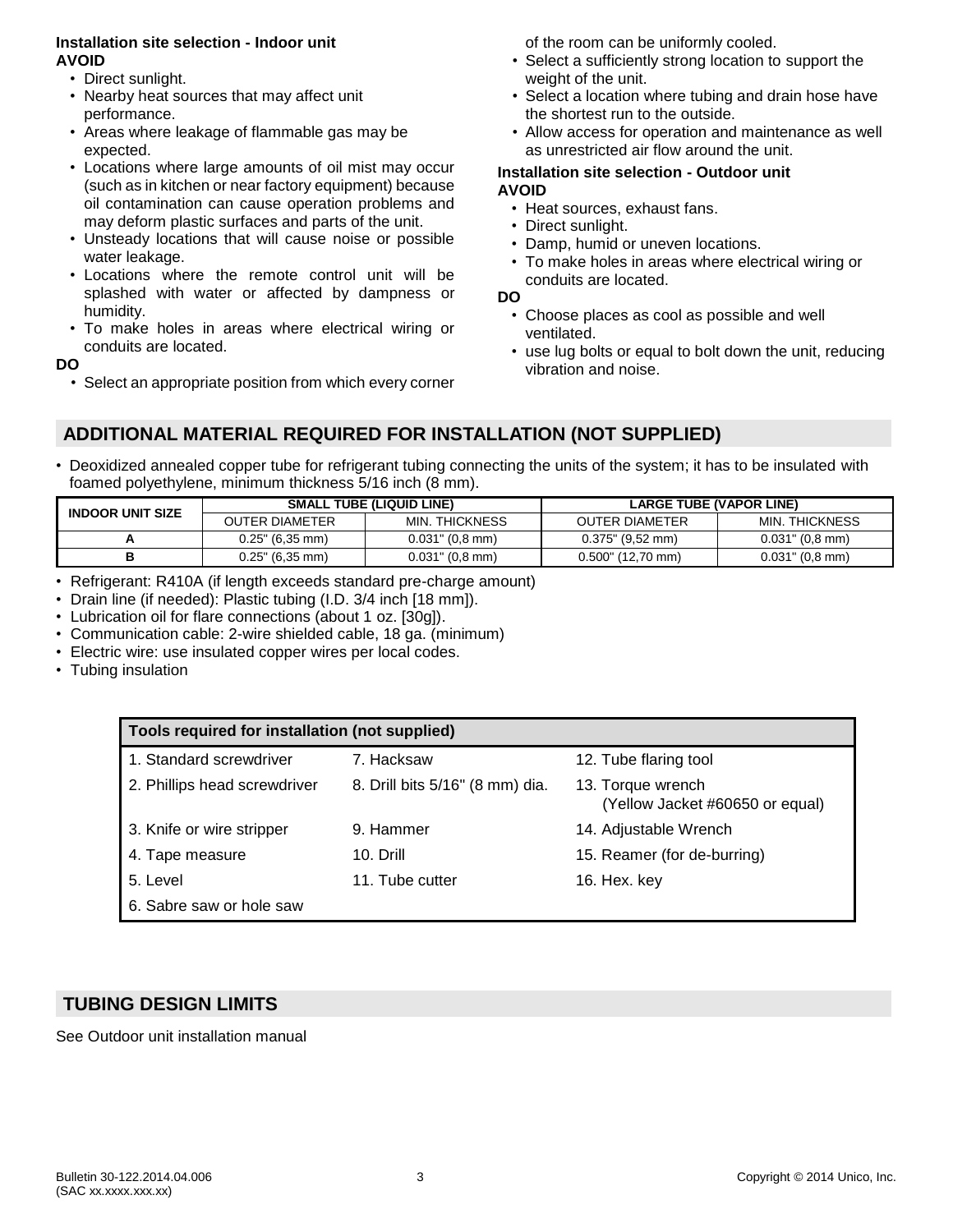### Installation site selection - Indoor unit

**AVOID**

- Direct sunlight.
- Nearby heat sources that may affect unit performance.
- Areas where leakage of flammable gas may be expected.
- Locations where large amounts of oil mist may occur (such as in kitchen or near factory equipment) because oil contamination can cause operation problems and may deform plastic surfaces and parts of the unit.
- Unsteady locations that will cause noise or possible water leakage.
- Locations where the remote control unit will be splashed with water or affected by dampness or humidity.
- To make holes in areas where electrical wiring or conduits are located.

**DO**

- Select an appropriate position from which every corner of the room can be uniformly cooled.
- Select a sufficiently strong location to support the weight of the unit.
- Select a location where tubing and drain hose have the shortest run to the outside.
- Allow access for operation and maintenance as well as unrestricted air flow around the unit.

### Installation site selection - Outdoor unit

**AVOID**

- Heat sources, exhaust fans.
- Direct sunlight.
- Damp, humid or uneven locations.
- To make holes in areas where electrical wiring or conduits are located.

**DO**

- Choose places as cool as possible and well ventilated.
- use lug bolts or equal to bolt down the unit, reducing vibration and noise.

## ADDITIONAL MATERIAL REQUIRED FOR INSTALLATION (NOT SUPPLIED)

- Deoxidized annealed copper tube for refrigerant tubing connecting the units of the system; it has to be insulated with foamed polyethylene, minimum thickness 5/16 inch (8 mm).

| INDOOR UNIT SIZE | SMALL TUBE (LIQUID LINE) | | LARGE TUBE (VAPOR LINE) | |
|---|---|---|---|---|
| | OUTER DIAMETER | MIN. THICKNESS | OUTER DIAMETER | MIN. THICKNESS |
| A | 0.25" (6,35 mm) | 0.031" (0,8 mm) | 0.375" (9,52 mm) | 0.031" (0,8 mm) |
| B | 0.25" (6,35 mm) | 0.031" (0,8 mm) | 0.500" (12,70 mm) | 0.031" (0,8 mm) |

- Refrigerant: R410A (if length exceeds standard pre-charge amount)
- Drain line (if needed): Plastic tubing (I.D. 3/4 inch [18 mm]).
- Lubrication oil for flare connections (about 1 oz. [30g]).
- Communication cable: 2-wire shielded cable, 18 ga. (minimum)
- Electric wire: use insulated copper wires per local codes.
- Tubing insulation

| Tools required for installation (not supplied) | | |
|---|---|---|
| 1. Standard screwdriver | 7. Hacksaw | 12. Tube flaring tool |
| 2. Phillips head screwdriver | 8. Drill bits 5/16" (8 mm) dia. | 13. Torque wrench (Yellow Jacket #60650 or equal) |
| 3. Knife or wire stripper | 9. Hammer | 14. Adjustable Wrench |
| 4. Tape measure | 10. Drill | 15. Reamer (for de-burring) |
| 5. Level | 11. Tube cutter | 16. Hex. key |
| 6. Sabre saw or hole saw | | |

## TUBING DESIGN LIMITS

See Outdoor unit installation manual

Bulletin 30-122.2014.04.006
(SAC xx.xxxx.xxx.xx)

Copyright © 2014 Unico, Inc.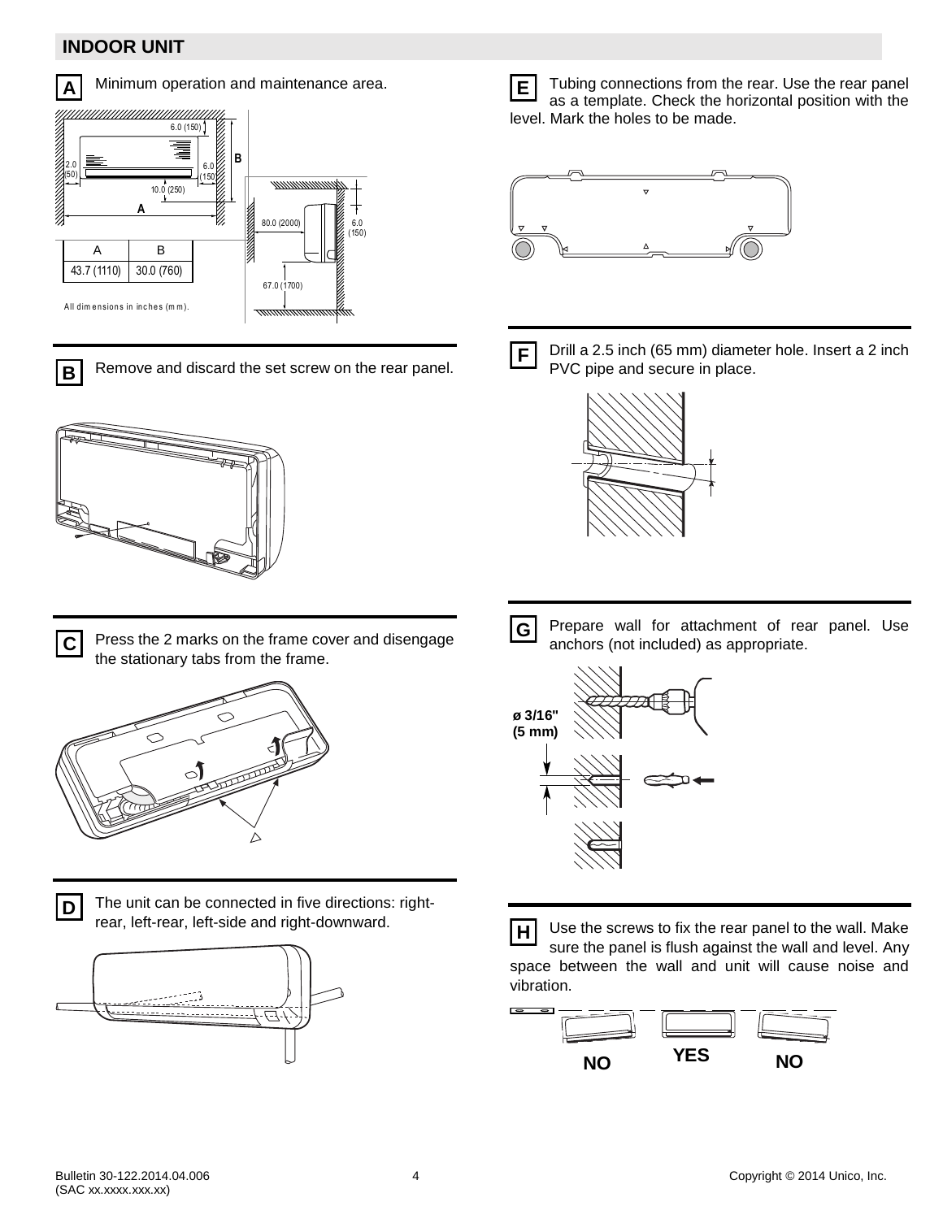## INDOOR UNIT

**A** Minimum operation and maintenance area.

| A | B |
|---|---|
| 43.7 (1110) | 30.0 (760) |

All dimensions in inches (mm).

**B** Remove and discard the set screw on the rear panel.

**C** Press the 2 marks on the frame cover and disengage the stationary tabs from the frame.

**D** The unit can be connected in five directions: right-rear, left-rear, left-side and right-downward.

**E** Tubing connections from the rear. Use the rear panel as a template. Check the horizontal position with the level. Mark the holes to be made.

**F** Drill a 2.5 inch (65 mm) diameter hole. Insert a 2 inch PVC pipe and secure in place.

**G** Prepare wall for attachment of rear panel. Use anchors (not included) as appropriate.

ø 3/16" (5 mm)

**H** Use the screws to fix the rear panel to the wall. Make sure the panel is flush against the wall and level. Any space between the wall and unit will cause noise and vibration.

NO YES NO

Bulletin 30-122.2014.04.006
(SAC xx.xxxx.xxx.xx)

Copyright © 2014 Unico, Inc.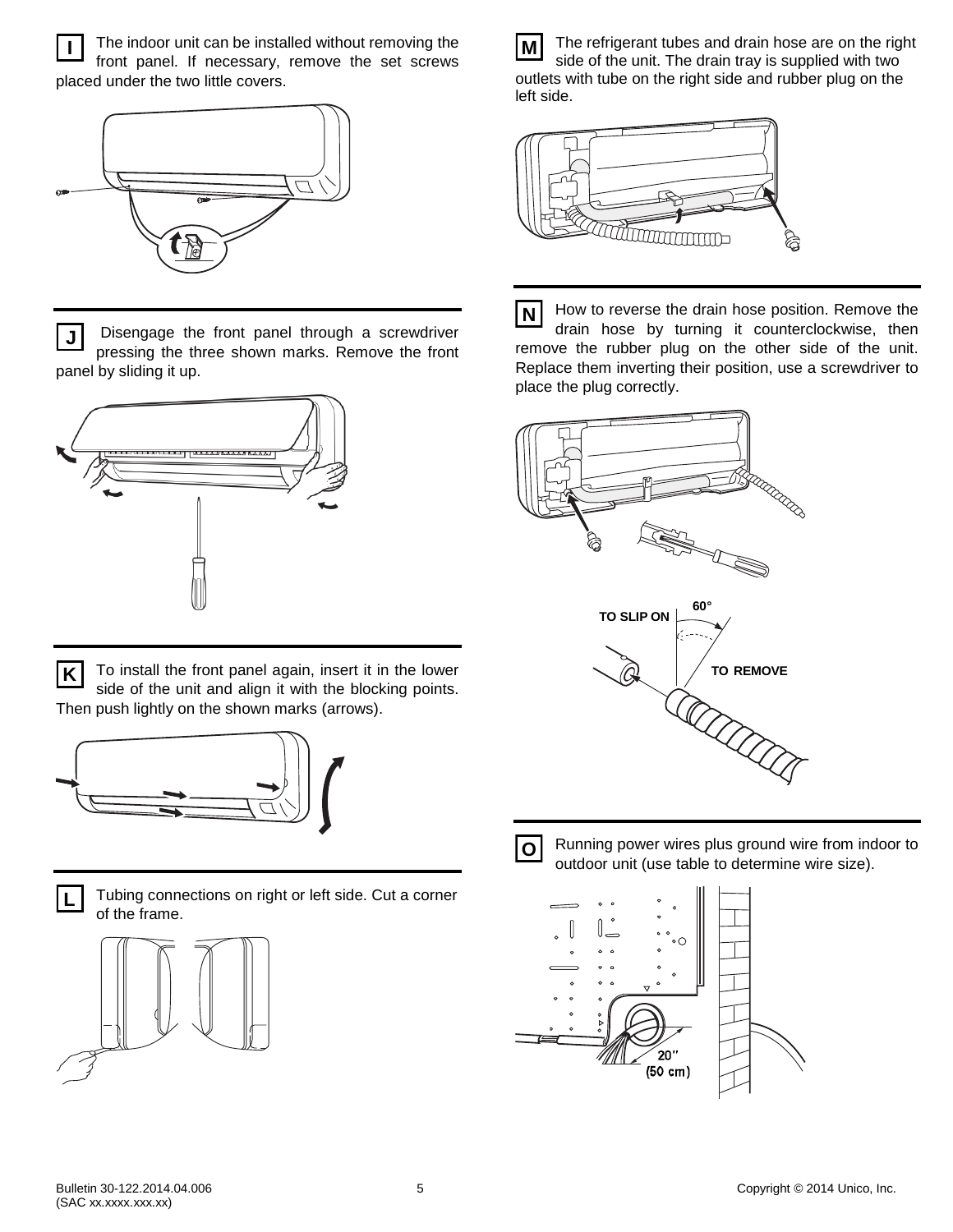**I** The indoor unit can be installed without removing the front panel. If necessary, remove the set screws placed under the two little covers.

**J** Disengage the front panel through a screwdriver pressing the three shown marks. Remove the front panel by sliding it up.

**K** To install the front panel again, insert it in the lower side of the unit and align it with the blocking points. Then push lightly on the shown marks (arrows).

**L** Tubing connections on right or left side. Cut a corner of the frame.

**M** The refrigerant tubes and drain hose are on the right side of the unit. The drain tray is supplied with two outlets with tube on the right side and rubber plug on the left side.

**N** How to reverse the drain hose position. Remove the drain hose by turning it counterclockwise, then remove the rubber plug on the other side of the unit. Replace them inverting their position, use a screwdriver to place the plug correctly.

TO SLIP ON

60°

TO REMOVE

**O** Running power wires plus ground wire from indoor to outdoor unit (use table to determine wire size).

20"
(50 cm)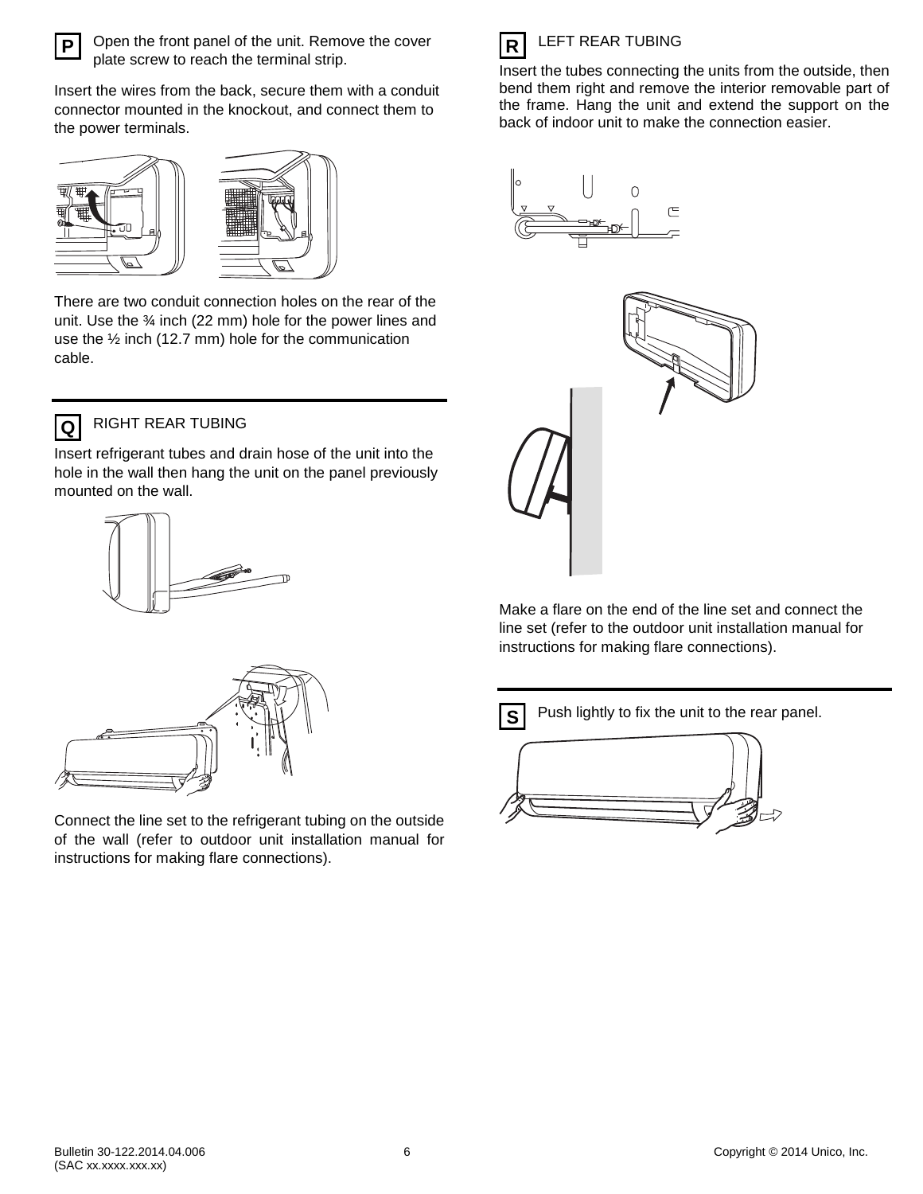**P** Open the front panel of the unit. Remove the cover plate screw to reach the terminal strip.

Insert the wires from the back, secure them with a conduit connector mounted in the knockout, and connect them to the power terminals.

There are two conduit connection holes on the rear of the unit. Use the ¾ inch (22 mm) hole for the power lines and use the ½ inch (12.7 mm) hole for the communication cable.

**Q** RIGHT REAR TUBING

Insert refrigerant tubes and drain hose of the unit into the hole in the wall then hang the unit on the panel previously mounted on the wall.

Connect the line set to the refrigerant tubing on the outside of the wall (refer to outdoor unit installation manual for instructions for making flare connections).

**R** LEFT REAR TUBING

Insert the tubes connecting the units from the outside, then bend them right and remove the interior removable part of the frame. Hang the unit and extend the support on the back of indoor unit to make the connection easier.

Make a flare on the end of the line set and connect the line set (refer to the outdoor unit installation manual for instructions for making flare connections).

**S** Push lightly to fix the unit to the rear panel.

Bulletin 30-122.2014.04.006
(SAC xx.xxxx.xxx.xx)

Copyright © 2014 Unico, Inc.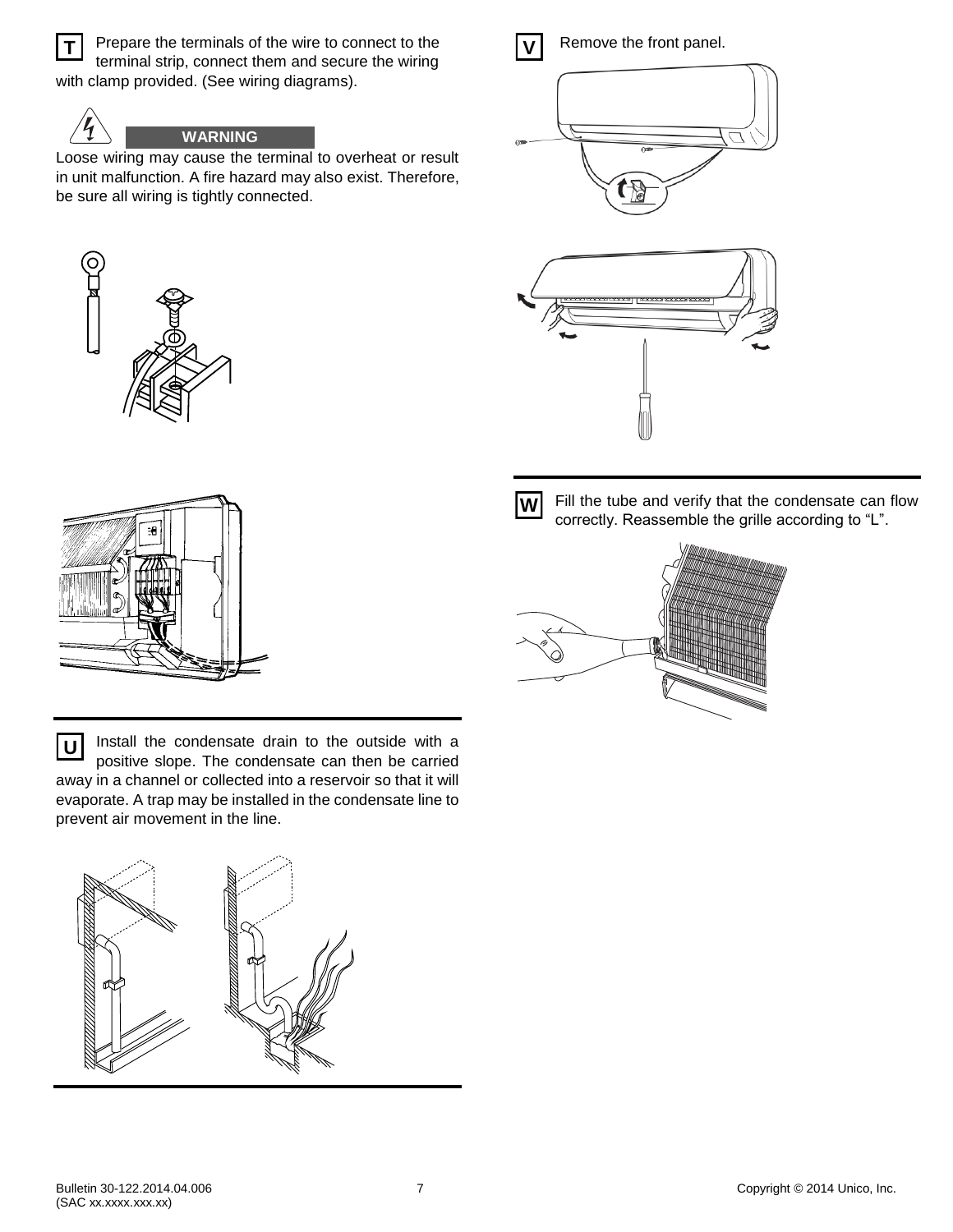**T** Prepare the terminals of the wire to connect to the terminal strip, connect them and secure the wiring with clamp provided. (See wiring diagrams).

**WARNING**

Loose wiring may cause the terminal to overheat or result in unit malfunction. A fire hazard may also exist. Therefore, be sure all wiring is tightly connected.

**U** Install the condensate drain to the outside with a positive slope. The condensate can then be carried away in a channel or collected into a reservoir so that it will evaporate. A trap may be installed in the condensate line to prevent air movement in the line.

**V** Remove the front panel.

**W** Fill the tube and verify that the condensate can flow correctly. Reassemble the grille according to "L".

Bulletin 30-122.2014.04.006
(SAC xx.xxxx.xxx.xx)

Copyright © 2014 Unico, Inc.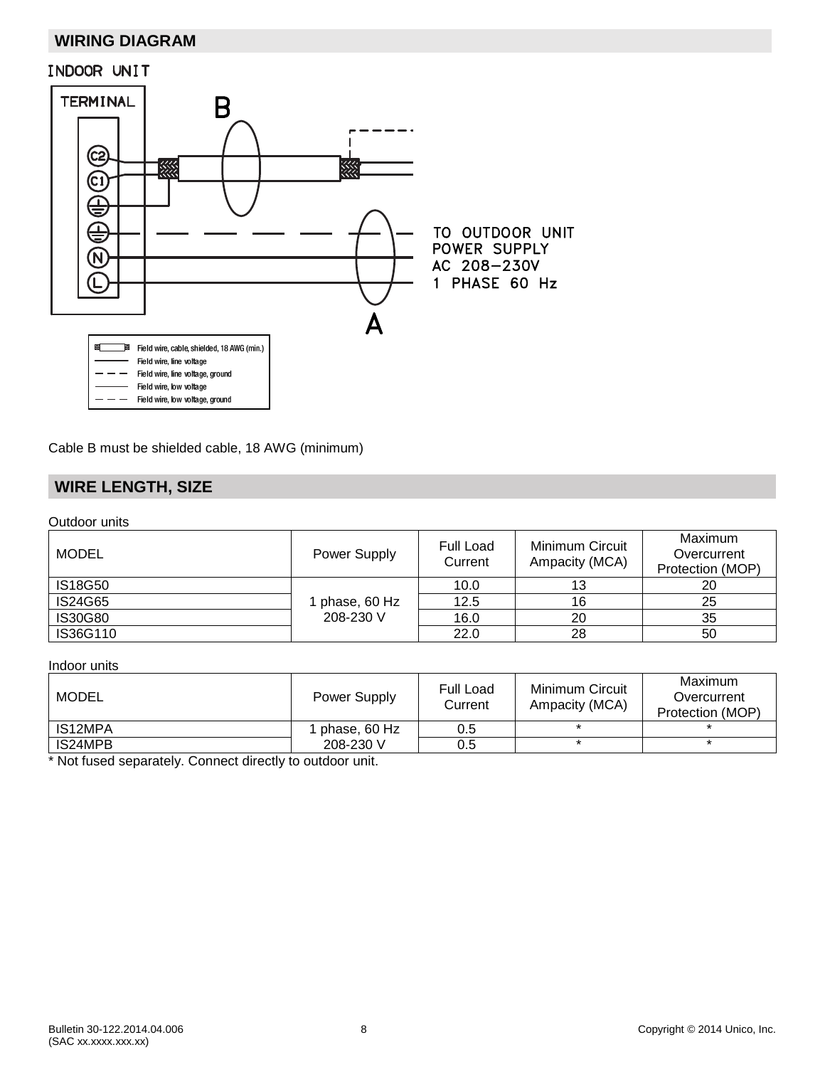## WIRING DIAGRAM

INDOOR UNIT

TERMINAL

C2
C1
⏚
⏚
N
L

B

A

TO OUTDOOR UNIT
POWER SUPPLY
AC 208–230V
1 PHASE 60 Hz

Field wire, cable, shielded, 18 AWG (min.)
Field wire, line voltage
Field wire, line voltage, ground
Field wire, low voltage
Field wire, low voltage, ground

Cable B must be shielded cable, 18 AWG (minimum)

## WIRE LENGTH, SIZE

Outdoor units

| MODEL | Power Supply | Full Load Current | Minimum Circuit Ampacity (MCA) | Maximum Overcurrent Protection (MOP) |
|---|---|---|---|---|
| IS18G50 | 1 phase, 60 Hz 208-230 V | 10.0 | 13 | 20 |
| IS24G65 | | 12.5 | 16 | 25 |
| IS30G80 | | 16.0 | 20 | 35 |
| IS36G110 | | 22.0 | 28 | 50 |

Indoor units

| MODEL | Power Supply | Full Load Current | Minimum Circuit Ampacity (MCA) | Maximum Overcurrent Protection (MOP) |
|---|---|---|---|---|
| IS12MPA | 1 phase, 60 Hz 208-230 V | 0.5 | * | * |
| IS24MPB | | 0.5 | * | * |

* Not fused separately. Connect directly to outdoor unit.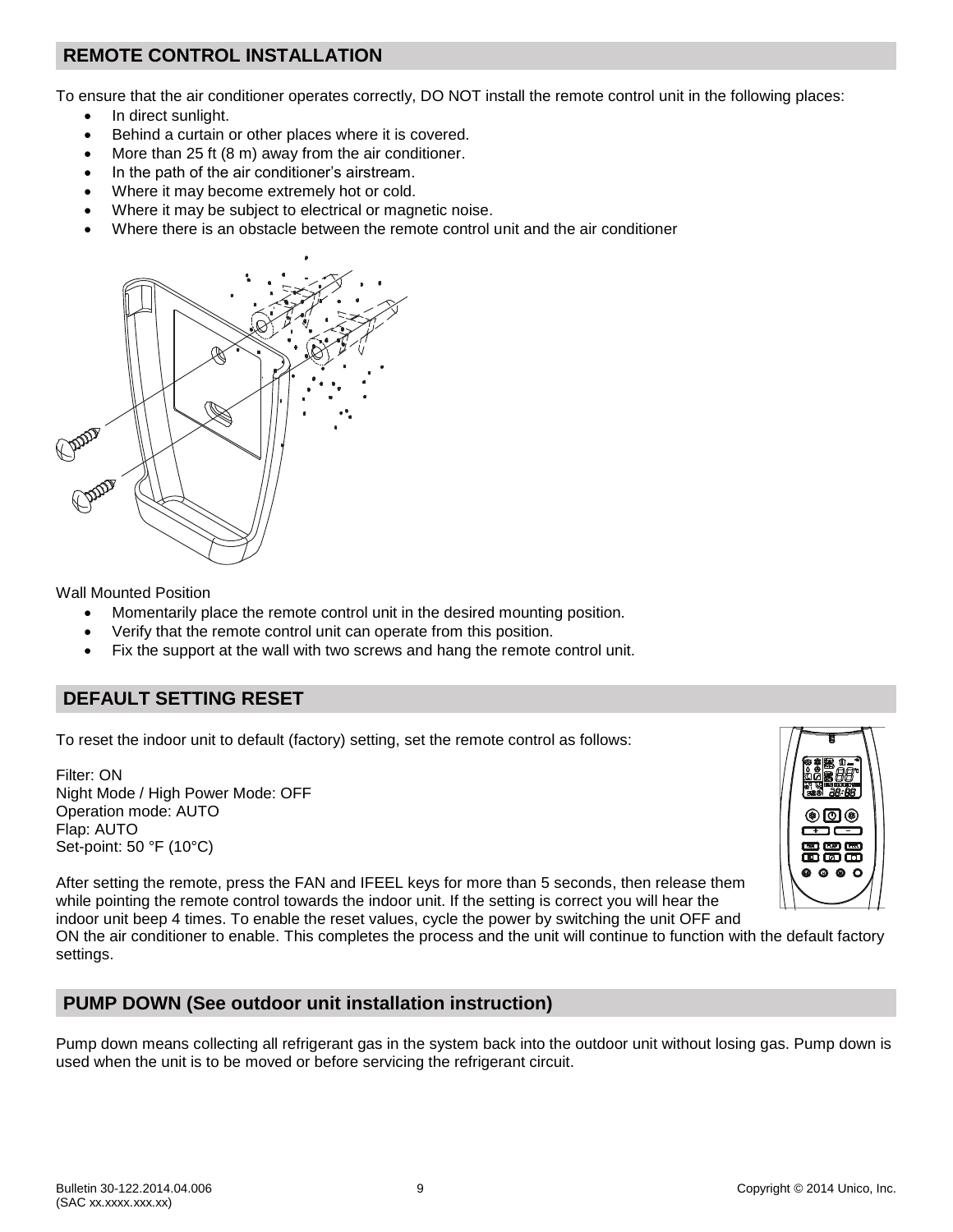## REMOTE CONTROL INSTALLATION

To ensure that the air conditioner operates correctly, DO NOT install the remote control unit in the following places:

- In direct sunlight.
- Behind a curtain or other places where it is covered.
- More than 25 ft (8 m) away from the air conditioner.
- In the path of the air conditioner's airstream.
- Where it may become extremely hot or cold.
- Where it may be subject to electrical or magnetic noise.
- Where there is an obstacle between the remote control unit and the air conditioner

Wall Mounted Position

- Momentarily place the remote control unit in the desired mounting position.
- Verify that the remote control unit can operate from this position.
- Fix the support at the wall with two screws and hang the remote control unit.

## DEFAULT SETTING RESET

To reset the indoor unit to default (factory) setting, set the remote control as follows:

Filter: ON
Night Mode / High Power Mode: OFF
Operation mode: AUTO
Flap: AUTO
Set-point: 50 °F (10°C)

After setting the remote, press the FAN and IFEEL keys for more than 5 seconds, then release them while pointing the remote control towards the indoor unit. If the setting is correct you will hear the indoor unit beep 4 times. To enable the reset values, cycle the power by switching the unit OFF and ON the air conditioner to enable. This completes the process and the unit will continue to function with the default factory settings.

## PUMP DOWN (See outdoor unit installation instruction)

Pump down means collecting all refrigerant gas in the system back into the outdoor unit without losing gas. Pump down is used when the unit is to be moved or before servicing the refrigerant circuit.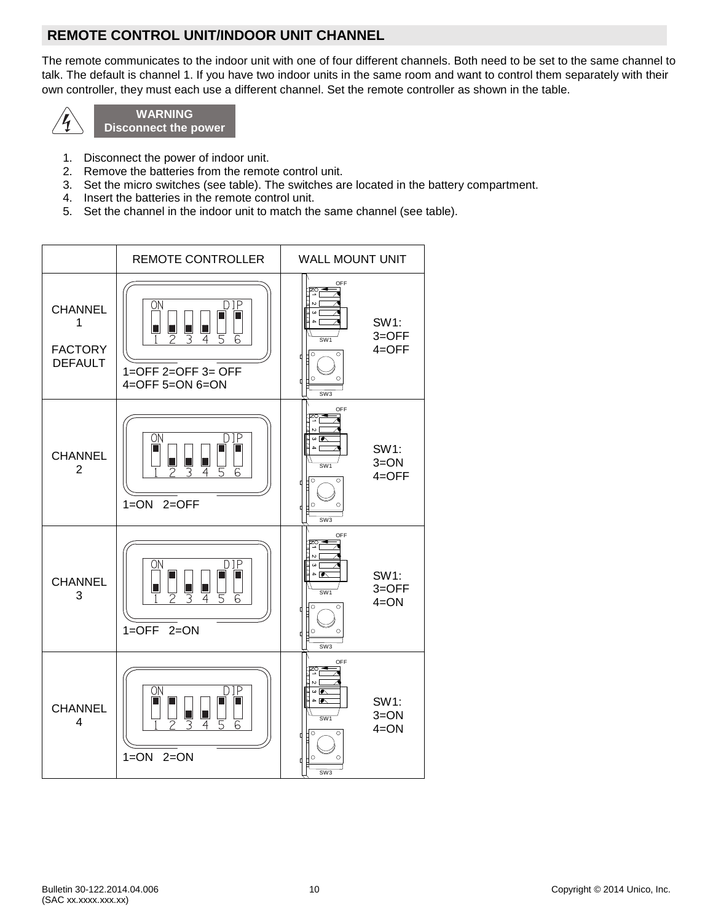## REMOTE CONTROL UNIT/INDOOR UNIT CHANNEL

The remote communicates to the indoor unit with one of four different channels. Both need to be set to the same channel to talk. The default is channel 1. If you have two indoor units in the same room and want to control them separately with their own controller, they must each use a different channel. Set the remote controller as shown in the table.

**WARNING**
**Disconnect the power**

1. Disconnect the power of indoor unit.
2. Remove the batteries from the remote control unit.
3. Set the micro switches (see table). The switches are located in the battery compartment.
4. Insert the batteries in the remote control unit.
5. Set the channel in the indoor unit to match the same channel (see table).

| | REMOTE CONTROLLER | WALL MOUNT UNIT |
|---|---|---|
| CHANNEL 1<br><br>FACTORY DEFAULT | 1=OFF 2=OFF 3= OFF 4=OFF 5=ON 6=ON | SW1: 3=OFF 4=OFF |
| CHANNEL 2 | 1=ON 2=OFF | SW1: 3=ON 4=OFF |
| CHANNEL 3 | 1=OFF 2=ON | SW1: 3=OFF 4=ON |
| CHANNEL 4 | 1=ON 2=ON | SW1: 3=ON 4=ON |

Bulletin 30-122.2014.04.006
(SAC xx.xxxx.xxx.xx)

Copyright © 2014 Unico, Inc.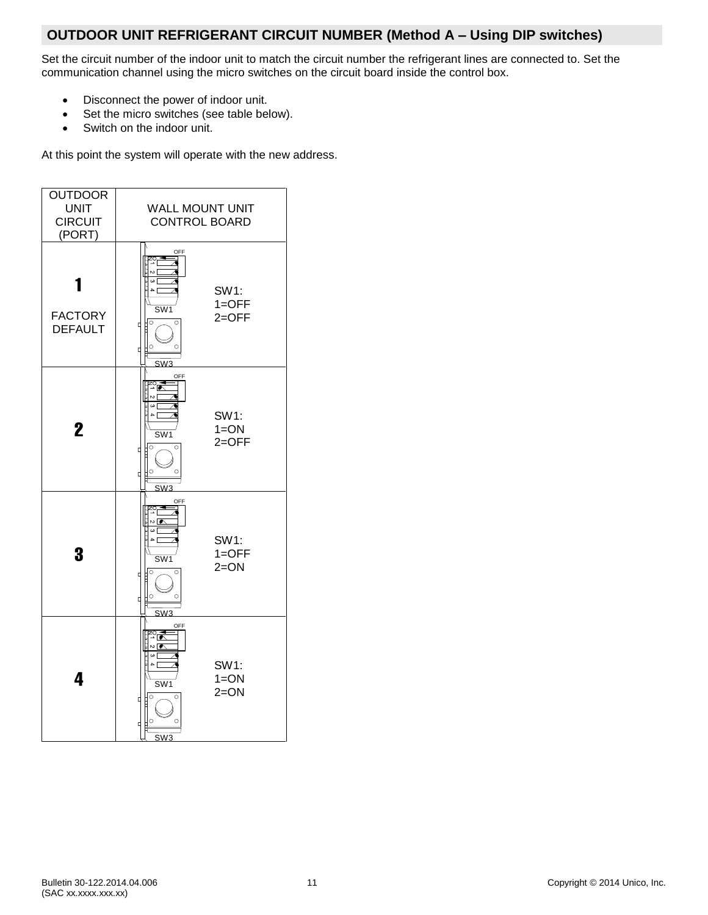## OUTDOOR UNIT REFRIGERANT CIRCUIT NUMBER (Method A – Using DIP switches)

Set the circuit number of the indoor unit to match the circuit number the refrigerant lines are connected to. Set the communication channel using the micro switches on the circuit board inside the control box.

- Disconnect the power of indoor unit.
- Set the micro switches (see table below).
- Switch on the indoor unit.

At this point the system will operate with the new address.

| OUTDOOR UNIT CIRCUIT (PORT) | WALL MOUNT UNIT CONTROL BOARD |
|---|---|
| **1** FACTORY DEFAULT | SW1: 1=OFF 2=OFF |
| **2** | SW1: 1=ON 2=OFF |
| **3** | SW1: 1=OFF 2=ON |
| **4** | SW1: 1=ON 2=ON |

Bulletin 30-122.2014.04.006
(SAC xx.xxxx.xxx.xx)

Copyright © 2014 Unico, Inc.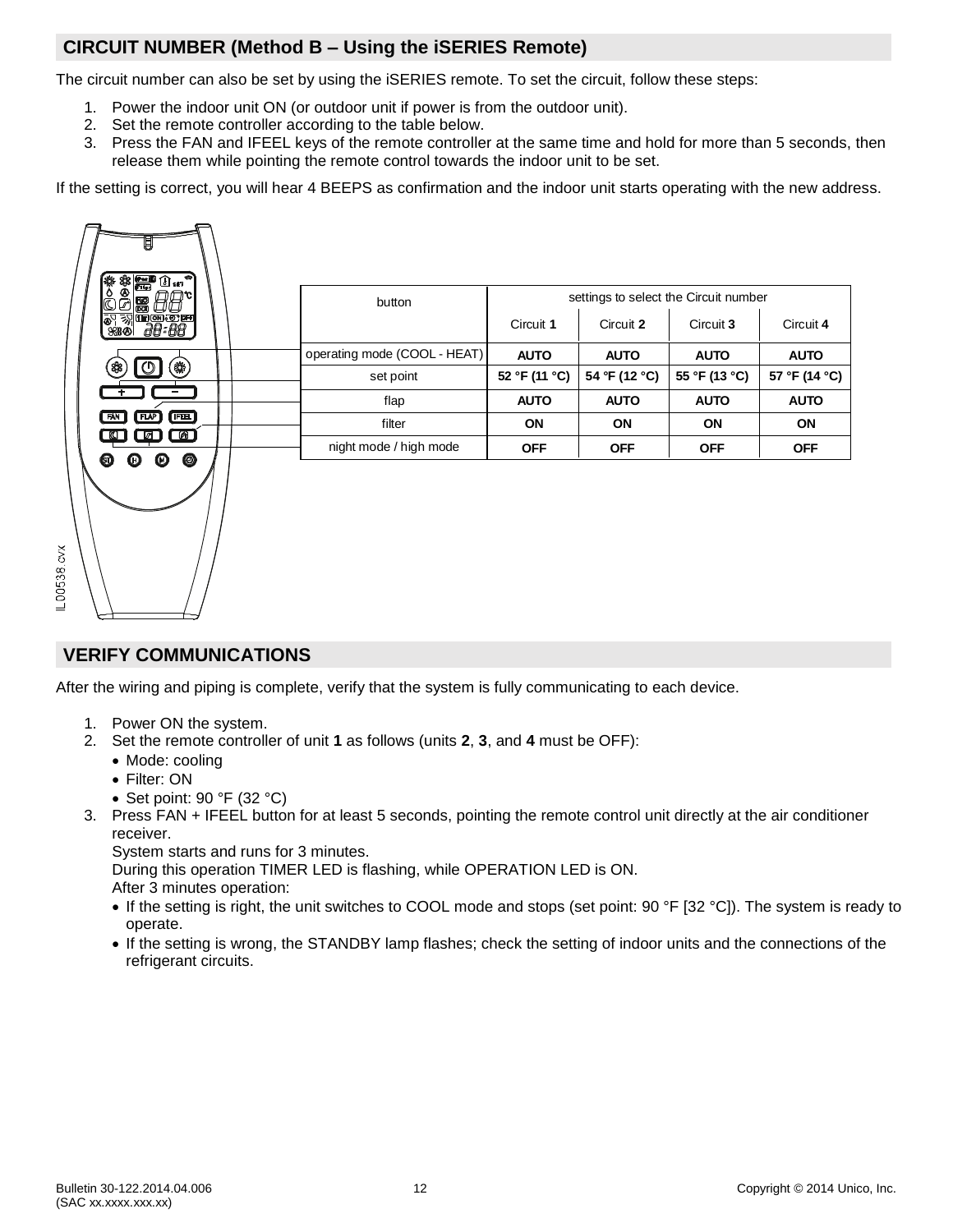## CIRCUIT NUMBER (Method B – Using the iSERIES Remote)

The circuit number can also be set by using the iSERIES remote. To set the circuit, follow these steps:

1. Power the indoor unit ON (or outdoor unit if power is from the outdoor unit).
2. Set the remote controller according to the table below.
3. Press the FAN and IFEEL keys of the remote controller at the same time and hold for more than 5 seconds, then release them while pointing the remote control towards the indoor unit to be set.

If the setting is correct, you will hear 4 BEEPS as confirmation and the indoor unit starts operating with the new address.

| button | settings to select the Circuit number | | | |
|---|---|---|---|---|
| | Circuit **1** | Circuit **2** | Circuit **3** | Circuit **4** |
| operating mode (COOL - HEAT) | **AUTO** | **AUTO** | **AUTO** | **AUTO** |
| set point | **52 °F (11 °C)** | **54 °F (12 °C)** | **55 °F (13 °C)** | **57 °F (14 °C)** |
| flap | **AUTO** | **AUTO** | **AUTO** | **AUTO** |
| filter | **ON** | **ON** | **ON** | **ON** |
| night mode / high mode | **OFF** | **OFF** | **OFF** | **OFF** |

IL00538.cvx

## VERIFY COMMUNICATIONS

After the wiring and piping is complete, verify that the system is fully communicating to each device.

1. Power ON the system.
2. Set the remote controller of unit **1** as follows (units **2**, **3**, and **4** must be OFF):
   - Mode: cooling
   - Filter: ON
   - Set point: 90 °F (32 °C)
3. Press FAN + IFEEL button for at least 5 seconds, pointing the remote control unit directly at the air conditioner receiver.
   System starts and runs for 3 minutes.
   During this operation TIMER LED is flashing, while OPERATION LED is ON.
   After 3 minutes operation:
   - If the setting is right, the unit switches to COOL mode and stops (set point: 90 °F [32 °C]). The system is ready to operate.
   - If the setting is wrong, the STANDBY lamp flashes; check the setting of indoor units and the connections of the refrigerant circuits.

Bulletin 30-122.2014.04.006
(SAC xx.xxxx.xxx.xx)

Copyright © 2014 Unico, Inc.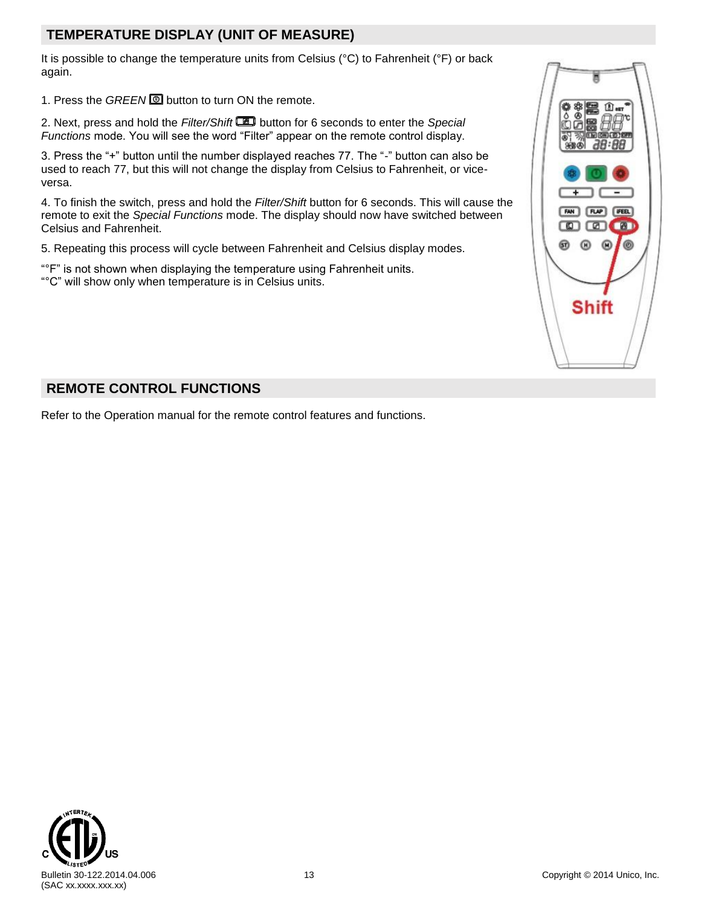## TEMPERATURE DISPLAY (UNIT OF MEASURE)

It is possible to change the temperature units from Celsius (°C) to Fahrenheit (°F) or back again.

1. Press the *GREEN* button to turn ON the remote.

2. Next, press and hold the *Filter/Shift* button for 6 seconds to enter the *Special Functions* mode. You will see the word “Filter” appear on the remote control display.

3. Press the “+” button until the number displayed reaches 77. The “-” button can also be used to reach 77, but this will not change the display from Celsius to Fahrenheit, or vice-versa.

4. To finish the switch, press and hold the *Filter/Shift* button for 6 seconds. This will cause the remote to exit the *Special Functions* mode. The display should now have switched between Celsius and Fahrenheit.

5. Repeating this process will cycle between Fahrenheit and Celsius display modes.

“°F” is not shown when displaying the temperature using Fahrenheit units.
“°C” will show only when temperature is in Celsius units.

Shift

## REMOTE CONTROL FUNCTIONS

Refer to the Operation manual for the remote control features and functions.

Bulletin 30-122.2014.04.006
(SAC xx.xxxx.xxx.xx)

Copyright © 2014 Unico, Inc.